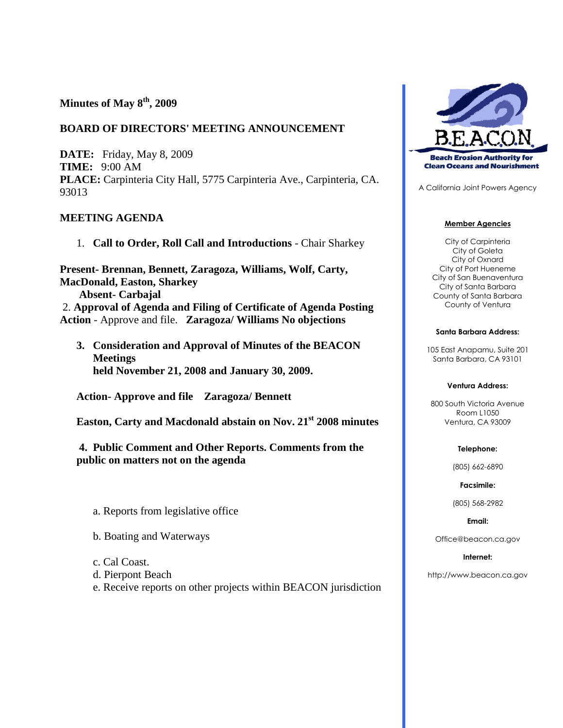**Minutes of May 8th, 2009**

**BOARD OF DIRECTORS' MEETING ANNOUNCEMENT**

**DATE:** Friday, May 8, 2009
**TIME:** 9:00 AM
**PLACE:** Carpinteria City Hall, 5775 Carpinteria Ave., Carpinteria, CA. 93013

**MEETING AGENDA**

1. **Call to Order, Roll Call and Introductions** - Chair Sharkey

**Present- Brennan, Bennett, Zaragoza, Williams, Wolf, Carty, MacDonald, Easton, Sharkey**

**Absent- Carbajal**

2. **Approval of Agenda and Filing of Certificate of Agenda Posting Action** - Approve and file. **Zaragoza/ Williams No objections**

3. **Consideration and Approval of Minutes of the BEACON Meetings held November 21, 2008 and January 30, 2009.**

**Action- Approve and file Zaragoza/ Bennett**

**Easton, Carty and Macdonald abstain on Nov. 21st 2008 minutes**

4. **Public Comment and Other Reports. Comments from the public on matters not on the agenda**

a. Reports from legislative office

b. Boating and Waterways

c. Cal Coast.

d. Pierpont Beach

e. Receive reports on other projects within BEACON jurisdiction

---

**BEACON**
**Beach Erosion Authority for Clean Oceans and Nourishment**

A California Joint Powers Agency

**Member Agencies**

City of Carpinteria
City of Goleta
City of Oxnard
City of Port Hueneme
City of San Buenaventura
City of Santa Barbara
County of Santa Barbara
County of Ventura

**Santa Barbara Address:**

105 East Anapamu, Suite 201
Santa Barbara, CA 93101

**Ventura Address:**

800 South Victoria Avenue
Room L1050
Ventura, CA 93009

**Telephone:**

(805) 662-6890

**Facsimile:**

(805) 568-2982

**Email:**

Office@beacon.ca.gov

**Internet:**

http://www.beacon.ca.gov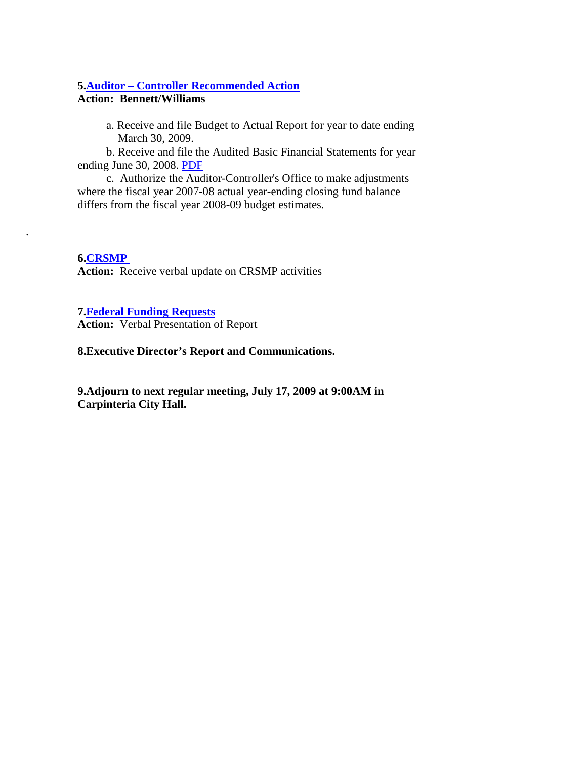**5.Auditor – Controller Recommended Action**
**Action: Bennett/Williams**

a. Receive and file Budget to Actual Report for year to date ending March 30, 2009.

b. Receive and file the Audited Basic Financial Statements for year ending June 30, 2008. PDF

c. Authorize the Auditor-Controller's Office to make adjustments where the fiscal year 2007-08 actual year-ending closing fund balance differs from the fiscal year 2008-09 budget estimates.

.

**6.CRSMP**
**Action:** Receive verbal update on CRSMP activities

**7.Federal Funding Requests**
**Action:** Verbal Presentation of Report

**8.Executive Director's Report and Communications.**

**9.Adjourn to next regular meeting, July 17, 2009 at 9:00AM in Carpinteria City Hall.**